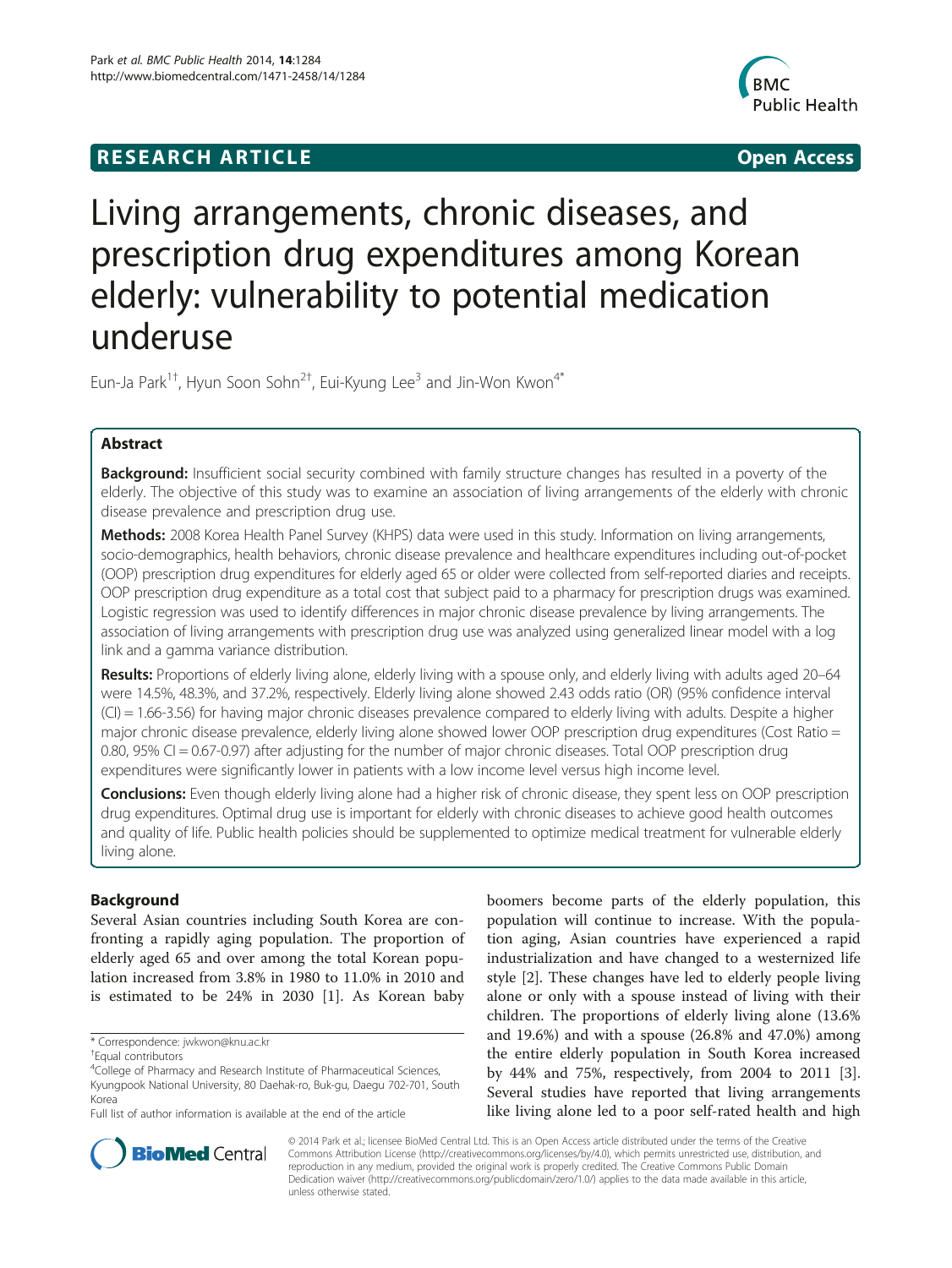**RESEARCH ARTICLE** **Open Access**

# Living arrangements, chronic diseases, and prescription drug expenditures among Korean elderly: vulnerability to potential medication underuse

Eun-Ja Park[1†], Hyun Soon Sohn[2†], Eui-Kyung Lee[3] and Jin-Won Kwon[4*]

## Abstract

**Background:** Insufficient social security combined with family structure changes has resulted in a poverty of the elderly. The objective of this study was to examine an association of living arrangements of the elderly with chronic disease prevalence and prescription drug use.

**Methods:** 2008 Korea Health Panel Survey (KHPS) data were used in this study. Information on living arrangements, socio-demographics, health behaviors, chronic disease prevalence and healthcare expenditures including out-of-pocket (OOP) prescription drug expenditures for elderly aged 65 or older were collected from self-reported diaries and receipts. OOP prescription drug expenditure as a total cost that subject paid to a pharmacy for prescription drugs was examined. Logistic regression was used to identify differences in major chronic disease prevalence by living arrangements. The association of living arrangements with prescription drug use was analyzed using generalized linear model with a log link and a gamma variance distribution.

**Results:** Proportions of elderly living alone, elderly living with a spouse only, and elderly living with adults aged 20–64 were 14.5%, 48.3%, and 37.2%, respectively. Elderly living alone showed 2.43 odds ratio (OR) (95% confidence interval (CI) = 1.66-3.56) for having major chronic diseases prevalence compared to elderly living with adults. Despite a higher major chronic disease prevalence, elderly living alone showed lower OOP prescription drug expenditures (Cost Ratio = 0.80, 95% CI = 0.67-0.97) after adjusting for the number of major chronic diseases. Total OOP prescription drug expenditures were significantly lower in patients with a low income level versus high income level.

**Conclusions:** Even though elderly living alone had a higher risk of chronic disease, they spent less on OOP prescription drug expenditures. Optimal drug use is important for elderly with chronic diseases to achieve good health outcomes and quality of life. Public health policies should be supplemented to optimize medical treatment for vulnerable elderly living alone.

## Background

Several Asian countries including South Korea are confronting a rapidly aging population. The proportion of elderly aged 65 and over among the total Korean population increased from 3.8% in 1980 to 11.0% in 2010 and is estimated to be 24% in 2030 [1]. As Korean baby boomers become parts of the elderly population, this population will continue to increase. With the population aging, Asian countries have experienced a rapid industrialization and have changed to a westernized life style [2]. These changes have led to elderly people living alone or only with a spouse instead of living with their children. The proportions of elderly living alone (13.6% and 19.6%) and with a spouse (26.8% and 47.0%) among the entire elderly population in South Korea increased by 44% and 75%, respectively, from 2004 to 2011 [3]. Several studies have reported that living arrangements like living alone led to a poor self-rated health and high

\* Correspondence: jwkwon@knu.ac.kr

†Equal contributors

[4]College of Pharmacy and Research Institute of Pharmaceutical Sciences, Kyungpook National University, 80 Daehak-ro, Buk-gu, Daegu 702-701, South Korea

Full list of author information is available at the end of the article

© 2014 Park et al.; licensee BioMed Central Ltd. This is an Open Access article distributed under the terms of the Creative Commons Attribution License (http://creativecommons.org/licenses/by/4.0), which permits unrestricted use, distribution, and reproduction in any medium, provided the original work is properly credited. The Creative Commons Public Domain Dedication waiver (http://creativecommons.org/publicdomain/zero/1.0/) applies to the data made available in this article, unless otherwise stated.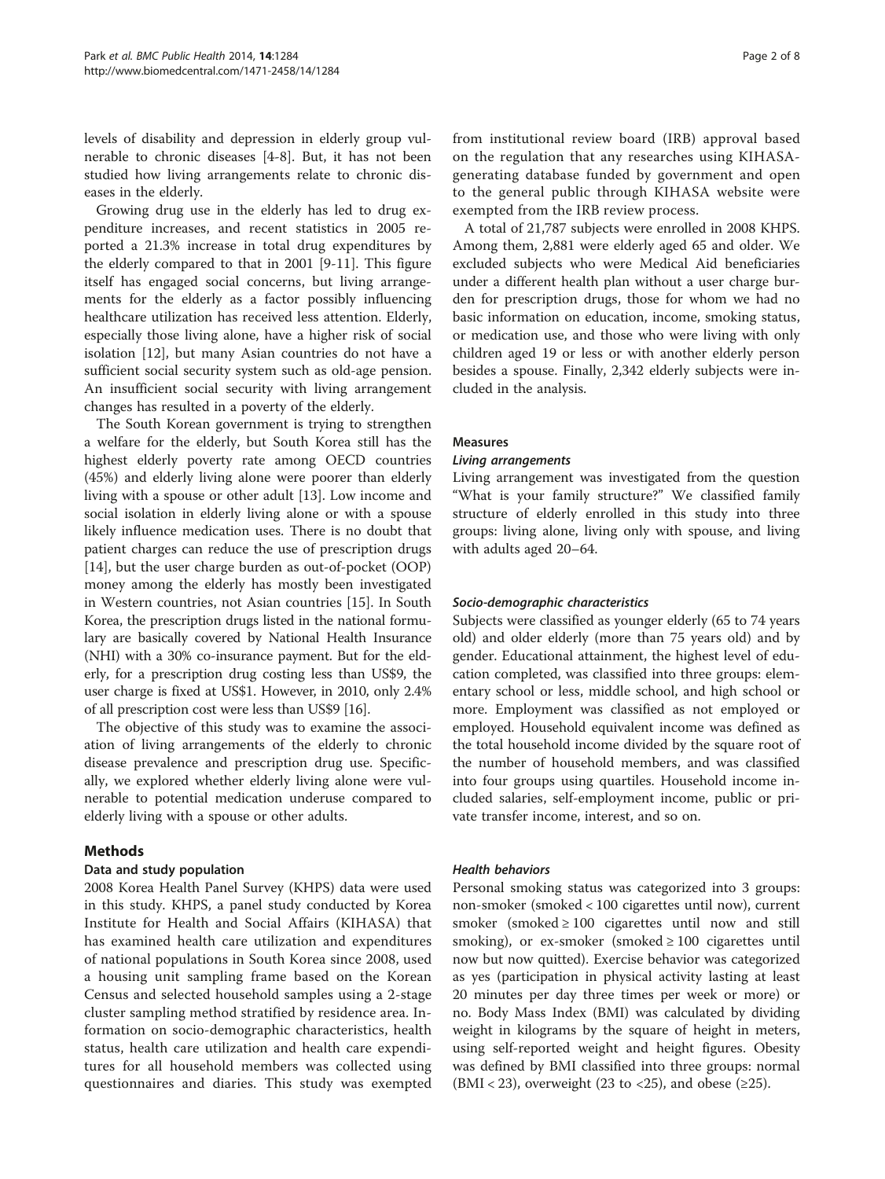levels of disability and depression in elderly group vulnerable to chronic diseases [4-8]. But, it has not been studied how living arrangements relate to chronic diseases in the elderly.

Growing drug use in the elderly has led to drug expenditure increases, and recent statistics in 2005 reported a 21.3% increase in total drug expenditures by the elderly compared to that in 2001 [9-11]. This figure itself has engaged social concerns, but living arrangements for the elderly as a factor possibly influencing healthcare utilization has received less attention. Elderly, especially those living alone, have a higher risk of social isolation [12], but many Asian countries do not have a sufficient social security system such as old-age pension. An insufficient social security with living arrangement changes has resulted in a poverty of the elderly.

The South Korean government is trying to strengthen a welfare for the elderly, but South Korea still has the highest elderly poverty rate among OECD countries (45%) and elderly living alone were poorer than elderly living with a spouse or other adult [13]. Low income and social isolation in elderly living alone or with a spouse likely influence medication uses. There is no doubt that patient charges can reduce the use of prescription drugs [14], but the user charge burden as out-of-pocket (OOP) money among the elderly has mostly been investigated in Western countries, not Asian countries [15]. In South Korea, the prescription drugs listed in the national formulary are basically covered by National Health Insurance (NHI) with a 30% co-insurance payment. But for the elderly, for a prescription drug costing less than US$9, the user charge is fixed at US$1. However, in 2010, only 2.4% of all prescription cost were less than US$9 [16].

The objective of this study was to examine the association of living arrangements of the elderly to chronic disease prevalence and prescription drug use. Specifically, we explored whether elderly living alone were vulnerable to potential medication underuse compared to elderly living with a spouse or other adults.

## Methods

### Data and study population

2008 Korea Health Panel Survey (KHPS) data were used in this study. KHPS, a panel study conducted by Korea Institute for Health and Social Affairs (KIHASA) that has examined health care utilization and expenditures of national populations in South Korea since 2008, used a housing unit sampling frame based on the Korean Census and selected household samples using a 2-stage cluster sampling method stratified by residence area. Information on socio-demographic characteristics, health status, health care utilization and health care expenditures for all household members was collected using questionnaires and diaries. This study was exempted from institutional review board (IRB) approval based on the regulation that any researches using KIHASA-generating database funded by government and open to the general public through KIHASA website were exempted from the IRB review process.

A total of 21,787 subjects were enrolled in 2008 KHPS. Among them, 2,881 were elderly aged 65 and older. We excluded subjects who were Medical Aid beneficiaries under a different health plan without a user charge burden for prescription drugs, those for whom we had no basic information on education, income, smoking status, or medication use, and those who were living with only children aged 19 or less or with another elderly person besides a spouse. Finally, 2,342 elderly subjects were included in the analysis.

### Measures

#### *Living arrangements*

Living arrangement was investigated from the question "What is your family structure?" We classified family structure of elderly enrolled in this study into three groups: living alone, living only with spouse, and living with adults aged 20–64.

#### *Socio-demographic characteristics*

Subjects were classified as younger elderly (65 to 74 years old) and older elderly (more than 75 years old) and by gender. Educational attainment, the highest level of education completed, was classified into three groups: elementary school or less, middle school, and high school or more. Employment was classified as not employed or employed. Household equivalent income was defined as the total household income divided by the square root of the number of household members, and was classified into four groups using quartiles. Household income included salaries, self-employment income, public or private transfer income, interest, and so on.

#### *Health behaviors*

Personal smoking status was categorized into 3 groups: non-smoker (smoked < 100 cigarettes until now), current smoker (smoked ≥ 100 cigarettes until now and still smoking), or ex-smoker (smoked ≥ 100 cigarettes until now but now quitted). Exercise behavior was categorized as yes (participation in physical activity lasting at least 20 minutes per day three times per week or more) or no. Body Mass Index (BMI) was calculated by dividing weight in kilograms by the square of height in meters, using self-reported weight and height figures. Obesity was defined by BMI classified into three groups: normal (BMI < 23), overweight (23 to <25), and obese (≥25).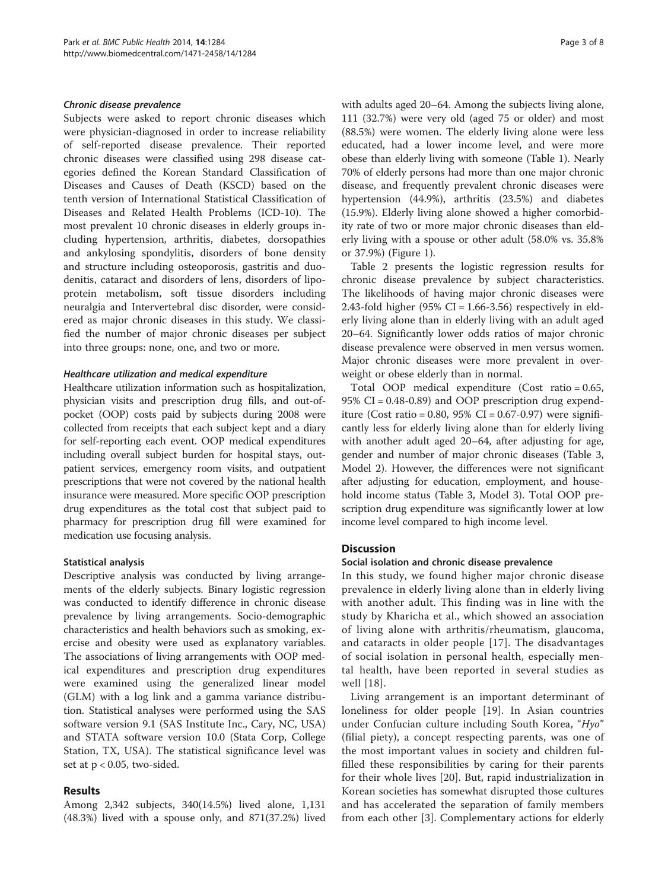#### *Chronic disease prevalence*

Subjects were asked to report chronic diseases which were physician-diagnosed in order to increase reliability of self-reported disease prevalence. Their reported chronic diseases were classified using 298 disease categories defined the Korean Standard Classification of Diseases and Causes of Death (KSCD) based on the tenth version of International Statistical Classification of Diseases and Related Health Problems (ICD-10). The most prevalent 10 chronic diseases in elderly groups including hypertension, arthritis, diabetes, dorsopathies and ankylosing spondylitis, disorders of bone density and structure including osteoporosis, gastritis and duodenitis, cataract and disorders of lens, disorders of lipoprotein metabolism, soft tissue disorders including neuralgia and Intervertebral disc disorder, were considered as major chronic diseases in this study. We classified the number of major chronic diseases per subject into three groups: none, one, and two or more.

#### *Healthcare utilization and medical expenditure*

Healthcare utilization information such as hospitalization, physician visits and prescription drug fills, and out-of-pocket (OOP) costs paid by subjects during 2008 were collected from receipts that each subject kept and a diary for self-reporting each event. OOP medical expenditures including overall subject burden for hospital stays, outpatient services, emergency room visits, and outpatient prescriptions that were not covered by the national health insurance were measured. More specific OOP prescription drug expenditures as the total cost that subject paid to pharmacy for prescription drug fill were examined for medication use focusing analysis.

### Statistical analysis

Descriptive analysis was conducted by living arrangements of the elderly subjects. Binary logistic regression was conducted to identify difference in chronic disease prevalence by living arrangements. Socio-demographic characteristics and health behaviors such as smoking, exercise and obesity were used as explanatory variables. The associations of living arrangements with OOP medical expenditures and prescription drug expenditures were examined using the generalized linear model (GLM) with a log link and a gamma variance distribution. Statistical analyses were performed using the SAS software version 9.1 (SAS Institute Inc., Cary, NC, USA) and STATA software version 10.0 (Stata Corp, College Station, TX, USA). The statistical significance level was set at $p < 0.05$, two-sided.

## Results

Among 2,342 subjects, 340(14.5%) lived alone, 1,131 (48.3%) lived with a spouse only, and 871(37.2%) lived with adults aged 20–64. Among the subjects living alone, 111 (32.7%) were very old (aged 75 or older) and most (88.5%) were women. The elderly living alone were less educated, had a lower income level, and were more obese than elderly living with someone (Table 1). Nearly 70% of elderly persons had more than one major chronic disease, and frequently prevalent chronic diseases were hypertension (44.9%), arthritis (23.5%) and diabetes (15.9%). Elderly living alone showed a higher comorbidity rate of two or more major chronic diseases than elderly living with a spouse or other adult (58.0% vs. 35.8% or 37.9%) (Figure 1).

Table 2 presents the logistic regression results for chronic disease prevalence by subject characteristics. The likelihoods of having major chronic diseases were 2.43-fold higher (95% CI = 1.66-3.56) respectively in elderly living alone than in elderly living with an adult aged 20–64. Significantly lower odds ratios of major chronic disease prevalence were observed in men versus women. Major chronic diseases were more prevalent in overweight or obese elderly than in normal.

Total OOP medical expenditure (Cost ratio = 0.65, 95% CI = 0.48-0.89) and OOP prescription drug expenditure (Cost ratio = 0.80, 95% CI = 0.67-0.97) were significantly less for elderly living alone than for elderly living with another adult aged 20–64, after adjusting for age, gender and number of major chronic diseases (Table 3, Model 2). However, the differences were not significant after adjusting for education, employment, and household income status (Table 3, Model 3). Total OOP prescription drug expenditure was significantly lower at low income level compared to high income level.

## Discussion

### Social isolation and chronic disease prevalence

In this study, we found higher major chronic disease prevalence in elderly living alone than in elderly living with another adult. This finding was in line with the study by Kharicha et al., which showed an association of living alone with arthritis/rheumatism, glaucoma, and cataracts in older people [17]. The disadvantages of social isolation in personal health, especially mental health, have been reported in several studies as well [18].

Living arrangement is an important determinant of loneliness for older people [19]. In Asian countries under Confucian culture including South Korea, "*Hyo*" (filial piety), a concept respecting parents, was one of the most important values in society and children fulfilled these responsibilities by caring for their parents for their whole lives [20]. But, rapid industrialization in Korean societies has somewhat disrupted those cultures and has accelerated the separation of family members from each other [3]. Complementary actions for elderly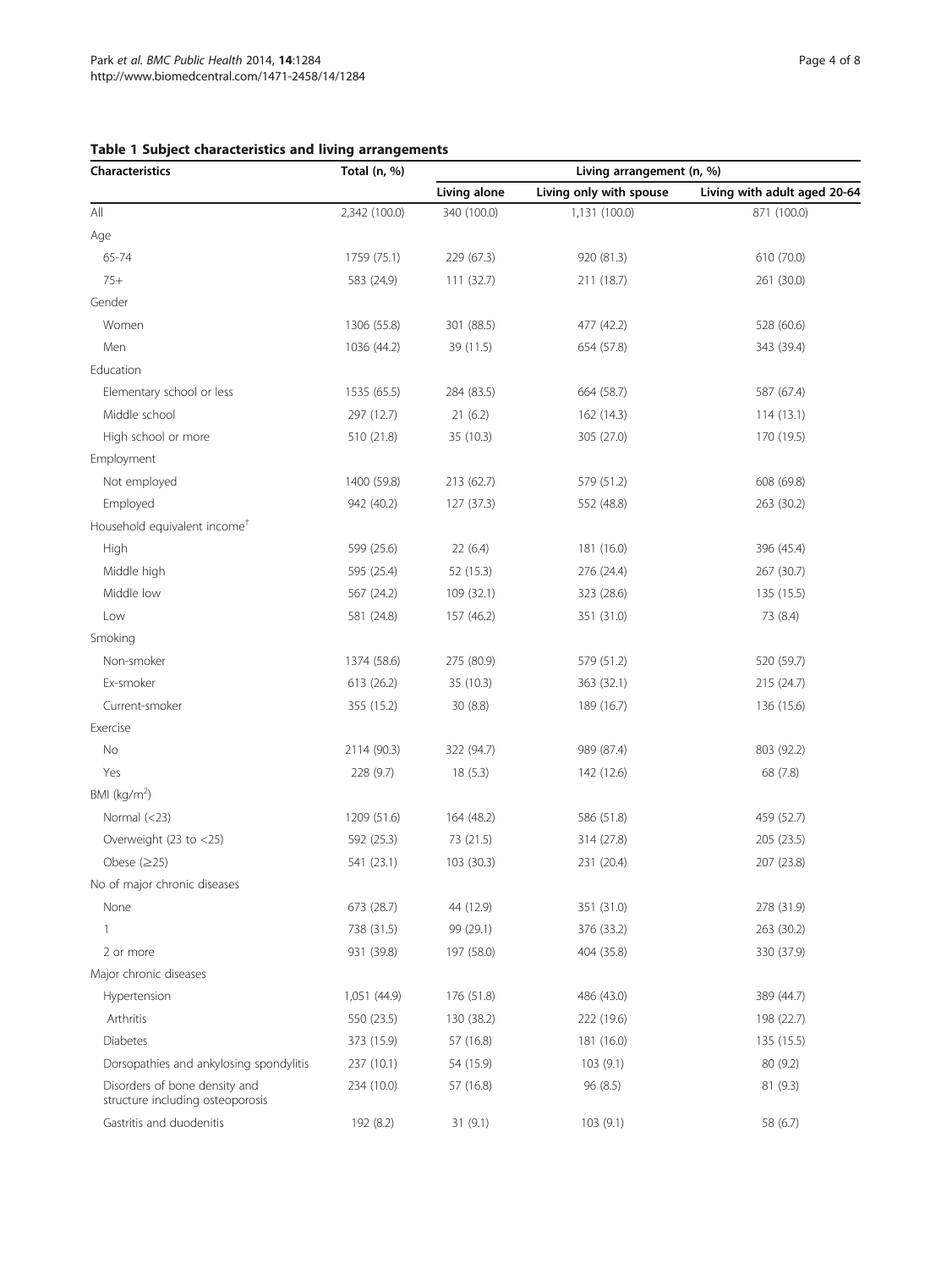**Table 1 Subject characteristics and living arrangements**

| Characteristics | Total (n, %) | Living arrangement (n, %) | | |
|---|---|---|---|---|
| | | Living alone | Living only with spouse | Living with adult aged 20-64 |
| All | 2,342 (100.0) | 340 (100.0) | 1,131 (100.0) | 871 (100.0) |
| Age | | | | |
| 65-74 | 1759 (75.1) | 229 (67.3) | 920 (81.3) | 610 (70.0) |
| 75+ | 583 (24.9) | 111 (32.7) | 211 (18.7) | 261 (30.0) |
| Gender | | | | |
| Women | 1306 (55.8) | 301 (88.5) | 477 (42.2) | 528 (60.6) |
| Men | 1036 (44.2) | 39 (11.5) | 654 (57.8) | 343 (39.4) |
| Education | | | | |
| Elementary school or less | 1535 (65.5) | 284 (83.5) | 664 (58.7) | 587 (67.4) |
| Middle school | 297 (12.7) | 21 (6.2) | 162 (14.3) | 114 (13.1) |
| High school or more | 510 (21.8) | 35 (10.3) | 305 (27.0) | 170 (19.5) |
| Employment | | | | |
| Not employed | 1400 (59.8) | 213 (62.7) | 579 (51.2) | 608 (69.8) |
| Employed | 942 (40.2) | 127 (37.3) | 552 (48.8) | 263 (30.2) |
| Household equivalent income[†] | | | | |
| High | 599 (25.6) | 22 (6.4) | 181 (16.0) | 396 (45.4) |
| Middle high | 595 (25.4) | 52 (15.3) | 276 (24.4) | 267 (30.7) |
| Middle low | 567 (24.2) | 109 (32.1) | 323 (28.6) | 135 (15.5) |
| Low | 581 (24.8) | 157 (46.2) | 351 (31.0) | 73 (8.4) |
| Smoking | | | | |
| Non-smoker | 1374 (58.6) | 275 (80.9) | 579 (51.2) | 520 (59.7) |
| Ex-smoker | 613 (26.2) | 35 (10.3) | 363 (32.1) | 215 (24.7) |
| Current-smoker | 355 (15.2) | 30 (8.8) | 189 (16.7) | 136 (15.6) |
| Exercise | | | | |
| No | 2114 (90.3) | 322 (94.7) | 989 (87.4) | 803 (92.2) |
| Yes | 228 (9.7) | 18 (5.3) | 142 (12.6) | 68 (7.8) |
| BMI (kg/m$^2$) | | | | |
| Normal (<23) | 1209 (51.6) | 164 (48.2) | 586 (51.8) | 459 (52.7) |
| Overweight (23 to <25) | 592 (25.3) | 73 (21.5) | 314 (27.8) | 205 (23.5) |
| Obese (≥25) | 541 (23.1) | 103 (30.3) | 231 (20.4) | 207 (23.8) |
| No of major chronic diseases | | | | |
| None | 673 (28.7) | 44 (12.9) | 351 (31.0) | 278 (31.9) |
| 1 | 738 (31.5) | 99 (29.1) | 376 (33.2) | 263 (30.2) |
| 2 or more | 931 (39.8) | 197 (58.0) | 404 (35.8) | 330 (37.9) |
| Major chronic diseases | | | | |
| Hypertension | 1,051 (44.9) | 176 (51.8) | 486 (43.0) | 389 (44.7) |
| Arthritis | 550 (23.5) | 130 (38.2) | 222 (19.6) | 198 (22.7) |
| Diabetes | 373 (15.9) | 57 (16.8) | 181 (16.0) | 135 (15.5) |
| Dorsopathies and ankylosing spondylitis | 237 (10.1) | 54 (15.9) | 103 (9.1) | 80 (9.2) |
| Disorders of bone density and structure including osteoporosis | 234 (10.0) | 57 (16.8) | 96 (8.5) | 81 (9.3) |
| Gastritis and duodenitis | 192 (8.2) | 31 (9.1) | 103 (9.1) | 58 (6.7) |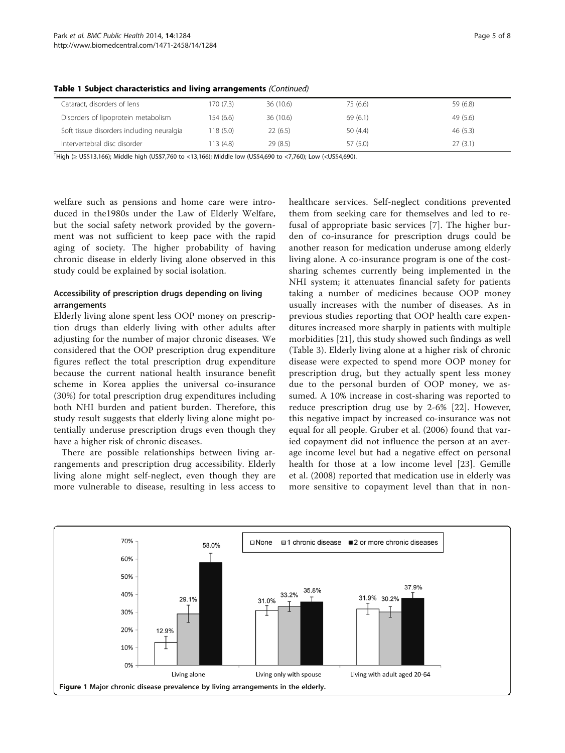**Table 1 Subject characteristics and living arrangements** *(Continued)*

| | | | | |
|---|---|---|---|---|
| Cataract, disorders of lens | 170 (7.3) | 36 (10.6) | 75 (6.6) | 59 (6.8) |
| Disorders of lipoprotein metabolism | 154 (6.6) | 36 (10.6) | 69 (6.1) | 49 (5.6) |
| Soft tissue disorders including neuralgia | 118 (5.0) | 22 (6.5) | 50 (4.4) | 46 (5.3) |
| Intervertebral disc disorder | 113 (4.8) | 29 (8.5) | 57 (5.0) | 27 (3.1) |

†High (≥ US$13,166); Middle high (US$7,760 to <13,166); Middle low (US$4,690 to <7,760); Low (<US$4,690).

welfare such as pensions and home care were introduced in the1980s under the Law of Elderly Welfare, but the social safety network provided by the government was not sufficient to keep pace with the rapid aging of society. The higher probability of having chronic disease in elderly living alone observed in this study could be explained by social isolation.

### Accessibility of prescription drugs depending on living arrangements

Elderly living alone spent less OOP money on prescription drugs than elderly living with other adults after adjusting for the number of major chronic diseases. We considered that the OOP prescription drug expenditure figures reflect the total prescription drug expenditure because the current national health insurance benefit scheme in Korea applies the universal co-insurance (30%) for total prescription drug expenditures including both NHI burden and patient burden. Therefore, this study result suggests that elderly living alone might potentially underuse prescription drugs even though they have a higher risk of chronic diseases.

There are possible relationships between living arrangements and prescription drug accessibility. Elderly living alone might self-neglect, even though they are more vulnerable to disease, resulting in less access to healthcare services. Self-neglect conditions prevented them from seeking care for themselves and led to refusal of appropriate basic services [7]. The higher burden of co-insurance for prescription drugs could be another reason for medication underuse among elderly living alone. A co-insurance program is one of the cost-sharing schemes currently being implemented in the NHI system; it attenuates financial safety for patients taking a number of medicines because OOP money usually increases with the number of diseases. As in previous studies reporting that OOP health care expenditures increased more sharply in patients with multiple morbidities [21], this study showed such findings as well (Table 3). Elderly living alone at a higher risk of chronic disease were expected to spend more OOP money for prescription drug, but they actually spent less money due to the personal burden of OOP money, we assumed. A 10% increase in cost-sharing was reported to reduce prescription drug use by 2-6% [22]. However, this negative impact by increased co-insurance was not equal for all people. Gruber et al. (2006) found that varied copayment did not influence the person at an average income level but had a negative effect on personal health for those at a low income level [23]. Gemille et al. (2008) reported that medication use in elderly was more sensitive to copayment level than that in non-

**Figure 1** Major chronic disease prevalence by living arrangements in the elderly.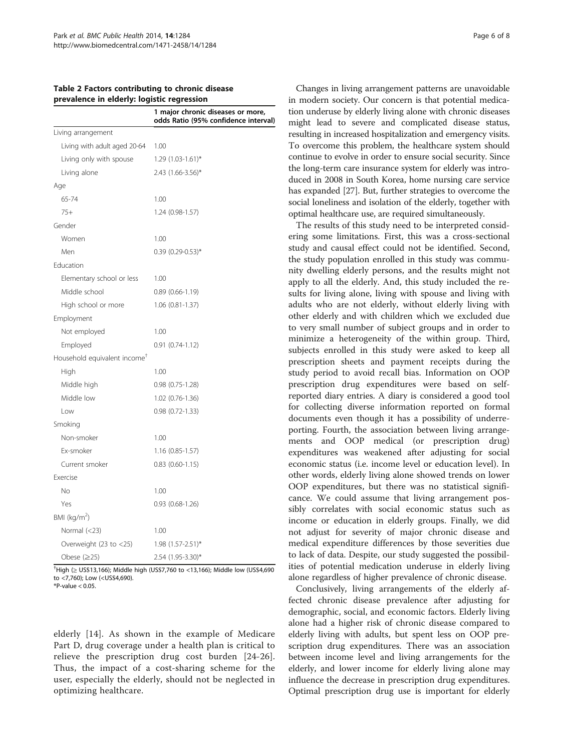**Table 2 Factors contributing to chronic disease prevalence in elderly: logistic regression**

| | 1 major chronic diseases or more, odds Ratio (95% confidence interval) |
|---|---|
| Living arrangement | |
| Living with adult aged 20-64 | 1.00 |
| Living only with spouse | 1.29 (1.03-1.61)* |
| Living alone | 2.43 (1.66-3.56)* |
| Age | |
| 65-74 | 1.00 |
| 75+ | 1.24 (0.98-1.57) |
| Gender | |
| Women | 1.00 |
| Men | 0.39 (0.29-0.53)* |
| Education | |
| Elementary school or less | 1.00 |
| Middle school | 0.89 (0.66-1.19) |
| High school or more | 1.06 (0.81-1.37) |
| Employment | |
| Not employed | 1.00 |
| Employed | 0.91 (0.74-1.12) |
| Household equivalent income[†] | |
| High | 1.00 |
| Middle high | 0.98 (0.75-1.28) |
| Middle low | 1.02 (0.76-1.36) |
| Low | 0.98 (0.72-1.33) |
| Smoking | |
| Non-smoker | 1.00 |
| Ex-smoker | 1.16 (0.85-1.57) |
| Current smoker | 0.83 (0.60-1.15) |
| Exercise | |
| No | 1.00 |
| Yes | 0.93 (0.68-1.26) |
| BMI (kg/m$^2$) | |
| Normal (<23) | 1.00 |
| Overweight (23 to <25) | 1.98 (1.57-2.51)* |
| Obese (≥25) | 2.54 (1.95-3.30)* |

[†]High (≥ US$13,166); Middle high (US$7,760 to <13,166); Middle low (US$4,690 to <7,760); Low (<US$4,690).
*P-value < 0.05.

elderly [14]. As shown in the example of Medicare Part D, drug coverage under a health plan is critical to relieve the prescription drug cost burden [24-26]. Thus, the impact of a cost-sharing scheme for the user, especially the elderly, should not be neglected in optimizing healthcare.

Changes in living arrangement patterns are unavoidable in modern society. Our concern is that potential medication underuse by elderly living alone with chronic diseases might lead to severe and complicated disease status, resulting in increased hospitalization and emergency visits. To overcome this problem, the healthcare system should continue to evolve in order to ensure social security. Since the long-term care insurance system for elderly was introduced in 2008 in South Korea, home nursing care service has expanded [27]. But, further strategies to overcome the social loneliness and isolation of the elderly, together with optimal healthcare use, are required simultaneously.

The results of this study need to be interpreted considering some limitations. First, this was a cross-sectional study and causal effect could not be identified. Second, the study population enrolled in this study was community dwelling elderly persons, and the results might not apply to all the elderly. And, this study included the results for living alone, living with spouse and living with adults who are not elderly, without elderly living with other elderly and with children which we excluded due to very small number of subject groups and in order to minimize a heterogeneity of the within group. Third, subjects enrolled in this study were asked to keep all prescription sheets and payment receipts during the study period to avoid recall bias. Information on OOP prescription drug expenditures were based on self-reported diary entries. A diary is considered a good tool for collecting diverse information reported on formal documents even though it has a possibility of underreporting. Fourth, the association between living arrangements and OOP medical (or prescription drug) expenditures was weakened after adjusting for social economic status (i.e. income level or education level). In other words, elderly living alone showed trends on lower OOP expenditures, but there was no statistical significance. We could assume that living arrangement possibly correlates with social economic status such as income or education in elderly groups. Finally, we did not adjust for severity of major chronic disease and medical expenditure differences by those severities due to lack of data. Despite, our study suggested the possibilities of potential medication underuse in elderly living alone regardless of higher prevalence of chronic disease.

Conclusively, living arrangements of the elderly affected chronic disease prevalence after adjusting for demographic, social, and economic factors. Elderly living alone had a higher risk of chronic disease compared to elderly living with adults, but spent less on OOP prescription drug expenditures. There was an association between income level and living arrangements for the elderly, and lower income for elderly living alone may influence the decrease in prescription drug expenditures. Optimal prescription drug use is important for elderly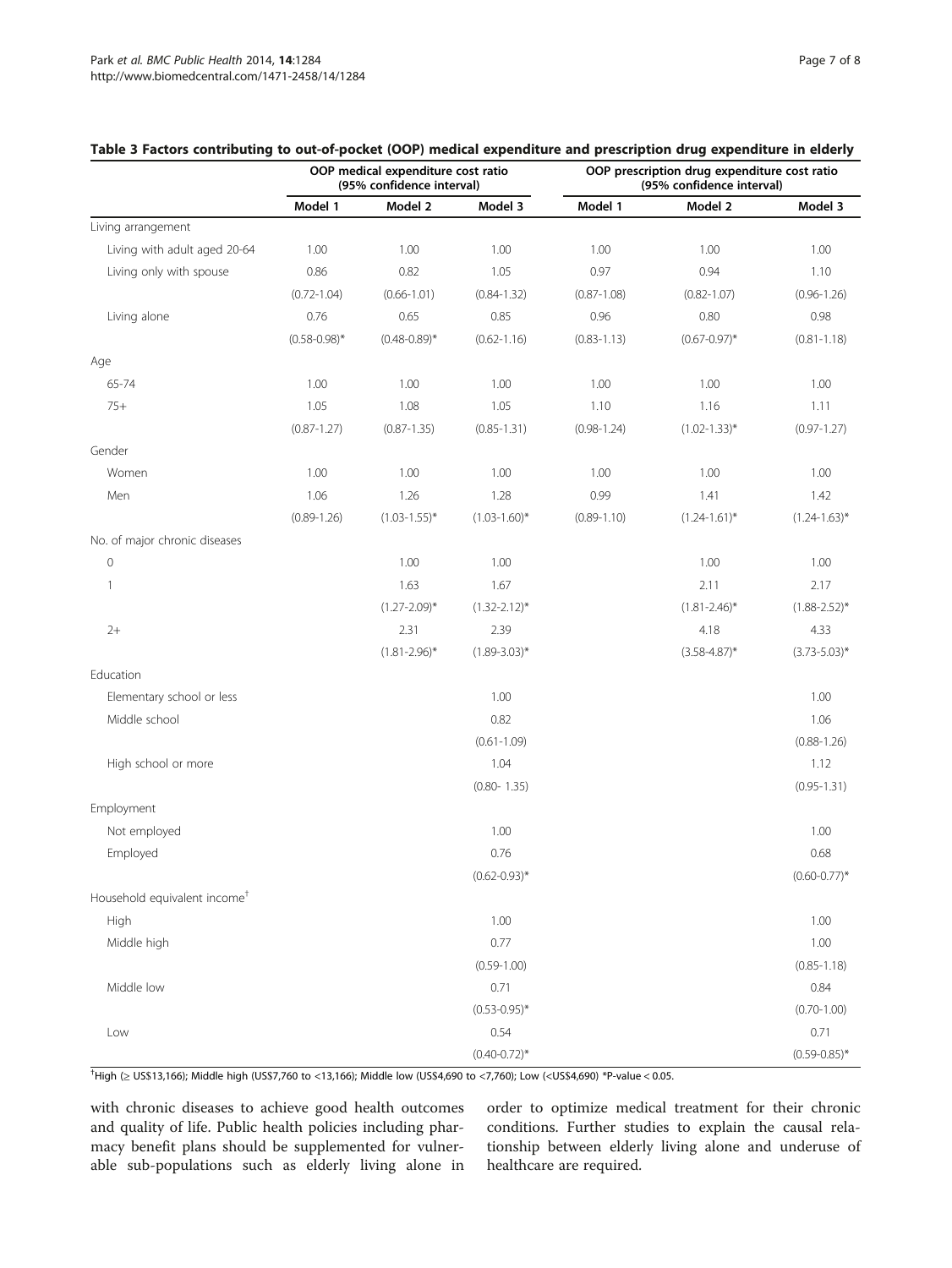**Table 3 Factors contributing to out-of-pocket (OOP) medical expenditure and prescription drug expenditure in elderly**

| | OOP medical expenditure cost ratio (95% confidence interval) | | | OOP prescription drug expenditure cost ratio (95% confidence interval) | | |
|---|---|---|---|---|---|---|
| | Model 1 | Model 2 | Model 3 | Model 1 | Model 2 | Model 3 |
| Living arrangement | | | | | | |
| Living with adult aged 20-64 | 1.00 | 1.00 | 1.00 | 1.00 | 1.00 | 1.00 |
| Living only with spouse | 0.86 | 0.82 | 1.05 | 0.97 | 0.94 | 1.10 |
| | (0.72-1.04) | (0.66-1.01) | (0.84-1.32) | (0.87-1.08) | (0.82-1.07) | (0.96-1.26) |
| Living alone | 0.76 | 0.65 | 0.85 | 0.96 | 0.80 | 0.98 |
| | (0.58-0.98)* | (0.48-0.89)* | (0.62-1.16) | (0.83-1.13) | (0.67-0.97)* | (0.81-1.18) |
| Age | | | | | | |
| 65-74 | 1.00 | 1.00 | 1.00 | 1.00 | 1.00 | 1.00 |
| 75+ | 1.05 | 1.08 | 1.05 | 1.10 | 1.16 | 1.11 |
| | (0.87-1.27) | (0.87-1.35) | (0.85-1.31) | (0.98-1.24) | (1.02-1.33)* | (0.97-1.27) |
| Gender | | | | | | |
| Women | 1.00 | 1.00 | 1.00 | 1.00 | 1.00 | 1.00 |
| Men | 1.06 | 1.26 | 1.28 | 0.99 | 1.41 | 1.42 |
| | (0.89-1.26) | (1.03-1.55)* | (1.03-1.60)* | (0.89-1.10) | (1.24-1.61)* | (1.24-1.63)* |
| No. of major chronic diseases | | | | | | |
| 0 | | 1.00 | 1.00 | | 1.00 | 1.00 |
| 1 | | 1.63 | 1.67 | | 2.11 | 2.17 |
| | | (1.27-2.09)* | (1.32-2.12)* | | (1.81-2.46)* | (1.88-2.52)* |
| 2+ | | 2.31 | 2.39 | | 4.18 | 4.33 |
| | | (1.81-2.96)* | (1.89-3.03)* | | (3.58-4.87)* | (3.73-5.03)* |
| Education | | | | | | |
| Elementary school or less | | | 1.00 | | | 1.00 |
| Middle school | | | 0.82 | | | 1.06 |
| | | | (0.61-1.09) | | | (0.88-1.26) |
| High school or more | | | 1.04 | | | 1.12 |
| | | | (0.80- 1.35) | | | (0.95-1.31) |
| Employment | | | | | | |
| Not employed | | | 1.00 | | | 1.00 |
| Employed | | | 0.76 | | | 0.68 |
| | | | (0.62-0.93)* | | | (0.60-0.77)* |
| Household equivalent income[†] | | | | | | |
| High | | | 1.00 | | | 1.00 |
| Middle high | | | 0.77 | | | 1.00 |
| | | | (0.59-1.00) | | | (0.85-1.18) |
| Middle low | | | 0.71 | | | 0.84 |
| | | | (0.53-0.95)* | | | (0.70-1.00) |
| Low | | | 0.54 | | | 0.71 |
| | | | (0.40-0.72)* | | | (0.59-0.85)* |

[†]High (≥ US$13,166); Middle high (US$7,760 to <13,166); Middle low (US$4,690 to <7,760); Low (<US$4,690) *P-value < 0.05.

with chronic diseases to achieve good health outcomes and quality of life. Public health policies including pharmacy benefit plans should be supplemented for vulnerable sub-populations such as elderly living alone in order to optimize medical treatment for their chronic conditions. Further studies to explain the causal relationship between elderly living alone and underuse of healthcare are required.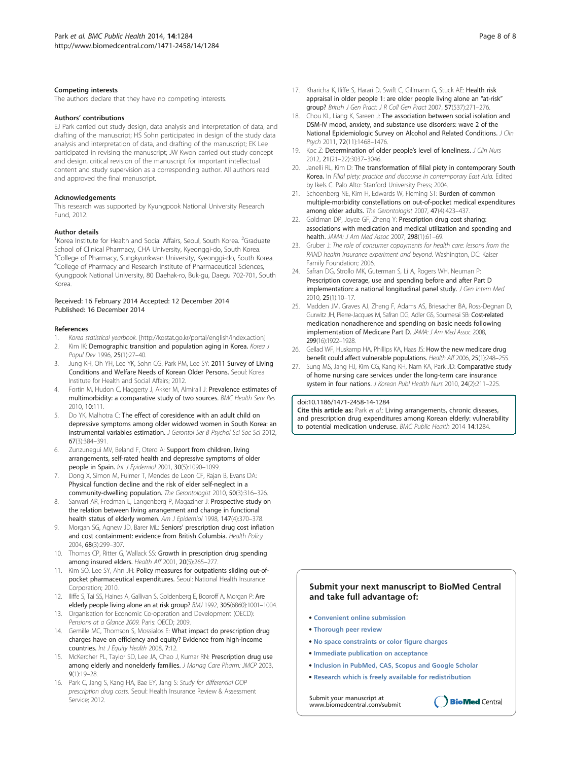### Competing interests

The authors declare that they have no competing interests.

### Authors' contributions

EJ Park carried out study design, data analysis and interpretation of data, and drafting of the manuscript; HS Sohn participated in design of the study data analysis and interpretation of data, and drafting of the manuscript; EK Lee participated in revising the manuscript; JW Kwon carried out study concept and design, critical revision of the manuscript for important intellectual content and study supervision as a corresponding author. All authors read and approved the final manuscript.

### Acknowledgements

This research was supported by Kyungpook National University Research Fund, 2012.

### Author details

[1]Korea Institute for Health and Social Affairs, Seoul, South Korea. [2]Graduate School of Clinical Pharmacy, CHA University, Kyeonggi-do, South Korea. [3]College of Pharmacy, Sungkyunkwan University, Kyeonggi-do, South Korea. [4]College of Pharmacy and Research Institute of Pharmaceutical Sciences, Kyungpook National University, 80 Daehak-ro, Buk-gu, Daegu 702-701, South Korea.

Received: 16 February 2014 Accepted: 12 December 2014
Published: 16 December 2014

### References

1. *Korea statistical yearbook.* [http://kostat.go.kr/portal/english/index.action]
2. Kim IK: **Demographic transition and population aging in Korea.** *Korea J Popul Dev* 1996, **25**(1):27–40.
3. Jung KH, Oh YH, Lee YK, Sohn CG, Park PM, Lee SY: **2011 Survey of Living Conditions and Welfare Needs of Korean Older Persons.** Seoul: Korea Institute for Health and Social Affairs; 2012.
4. Fortin M, Hudon C, Haggerty J, Akker M, Almirall J: **Prevalence estimates of multimorbidity: a comparative study of two sources.** *BMC Health Serv Res* 2010, **10**:111.
5. Do YK, Malhotra C: **The effect of coresidence with an adult child on depressive symptoms among older widowed women in South Korea: an instrumental variables estimation.** *J Gerontol Ser B Psychol Sci Soc Sci* 2012, **67**(3):384–391.
6. Zunzunegui MV, Beland F, Otero A: **Support from children, living arrangements, self-rated health and depressive symptoms of older people in Spain.** *Int J Epidemiol* 2001, **30**(5):1090–1099.
7. Dong X, Simon M, Fulmer T, Mendes de Leon CF, Rajan B, Evans DA: **Physical function decline and the risk of elder self-neglect in a community-dwelling population.** *The Gerontologist* 2010, **50**(3):316–326.
8. Sarwari AR, Fredman L, Langenberg P, Magaziner J: **Prospective study on the relation between living arrangement and change in functional health status of elderly women.** *Am J Epidemiol* 1998, **147**(4):370–378.
9. Morgan SG, Agnew JD, Barer ML: **Seniors' prescription drug cost inflation and cost containment: evidence from British Columbia.** *Health Policy* 2004, **68**(3):299–307.
10. Thomas CP, Ritter G, Wallack SS: **Growth in prescription drug spending among insured elders.** *Health Aff* 2001, **20**(5):265–277.
11. Kim SO, Lee SY, Ahn JH: **Policy measures for outpatients sliding out-of-pocket pharmaceutical expenditures.** Seoul: National Health Insurance Corporation; 2010.
12. Iliffe S, Tai SS, Haines A, Gallivan S, Goldenberg E, Booroff A, Morgan P: **Are elderly people living alone an at risk group?** *BMJ* 1992, **305**(6860):1001–1004.
13. Organisation for Economic Co-operation and Development (OECD): *Pensions at a Glance 2009.* Paris: OECD; 2009.
14. Gemille MC, Thomson S, Mossialos E: **What impact do prescription drug charges have on efficiency and equity? Evidence from high-income countries.** *Int J Equity Health* 2008, **7**:12.
15. McKercher PL, Taylor SD, Lee JA, Chao J, Kumar RN: **Prescription drug use among elderly and nonelderly families.** *J Manag Care Pharm: JMCP* 2003, **9**(1):19–28.
16. Park C, Jang S, Kang HA, Bae EY, Jang S: *Study for differential OOP prescription drug costs.* Seoul: Health Insurance Review & Assessment Service; 2012.
17. Kharicha K, Iliffe S, Harari D, Swift C, Gillmann G, Stuck AE: **Health risk appraisal in older people 1: are older people living alone an "at-risk" group?** *British J Gen Pract: J R Coll Gen Pract* 2007, **57**(537):271–276.
18. Chou KL, Liang K, Sareen J: **The association between social isolation and DSM-IV mood, anxiety, and substance use disorders: wave 2 of the National Epidemiologic Survey on Alcohol and Related Conditions.** *J Clin Psych* 2011, **72**(11):1468–1476.
19. Koc Z: **Determination of older people's level of loneliness.** *J Clin Nurs* 2012, **21**(21–22):3037–3046.
20. Janelli RL, Kim D: **The transformation of filial piety in contemporary South Korea.** In *Filial piety: practice and discourse in contemporary East Asia.* Edited by Ikels C. Palo Alto: Stanford University Press; 2004.
21. Schoenberg NE, Kim H, Edwards W, Fleming ST: **Burden of common multiple-morbidity constellations on out-of-pocket medical expenditures among older adults.** *The Gerontologist* 2007, **47**(4):423–437.
22. Goldman DP, Joyce GF, Zheng Y: **Prescription drug cost sharing: associations with medication and medical utilization and spending and health.** *JAMA: J Am Med Assoc* 2007, **298**(1):61–69.
23. Gruber J: *The role of consumer copayments for health care: lessons from the RAND health insurance experiment and beyond.* Washington, DC: Kaiser Family Foundation; 2006.
24. Safran DG, Strollo MK, Guterman S, Li A, Rogers WH, Neuman P: **Prescription coverage, use and spending before and after Part D implementation: a national longitudinal panel study.** *J Gen Intern Med* 2010, **25**(1):10–17.
25. Madden JM, Graves AJ, Zhang F, Adams AS, Briesacher BA, Ross-Degnan D, Gurwitz JH, Pierre-Jacques M, Safran DG, Adler GS, Soumerai SB: **Cost-related medication nonadherence and spending on basic needs following implementation of Medicare Part D.** *JAMA: J Am Med Assoc* 2008, **299**(16):1922–1928.
26. Gellad WF, Huskamp HA, Phillips KA, Haas JS: **How the new medicare drug benefit could affect vulnerable populations.** *Health Aff* 2006, **25**(1):248–255.
27. Sung MS, Jang HJ, Kim CG, Kang KH, Nam KA, Park JD: **Comparative study of home nursing care services under the long-term care insurance system in four nations.** *J Korean Publ Health Nurs* 2010, **24**(2):211–225.

doi:10.1186/1471-2458-14-1284
**Cite this article as:** Park *et al.*: Living arrangements, chronic diseases, and prescription drug expenditures among Korean elderly: vulnerability to potential medication underuse. *BMC Public Health* 2014 **14**:1284.

**Submit your next manuscript to BioMed Central and take full advantage of:**

- **Convenient online submission**
- **Thorough peer review**
- **No space constraints or color figure charges**
- **Immediate publication on acceptance**
- **Inclusion in PubMed, CAS, Scopus and Google Scholar**
- **Research which is freely available for redistribution**

Submit your manuscript at
www.biomedcentral.com/submit

BioMed Central